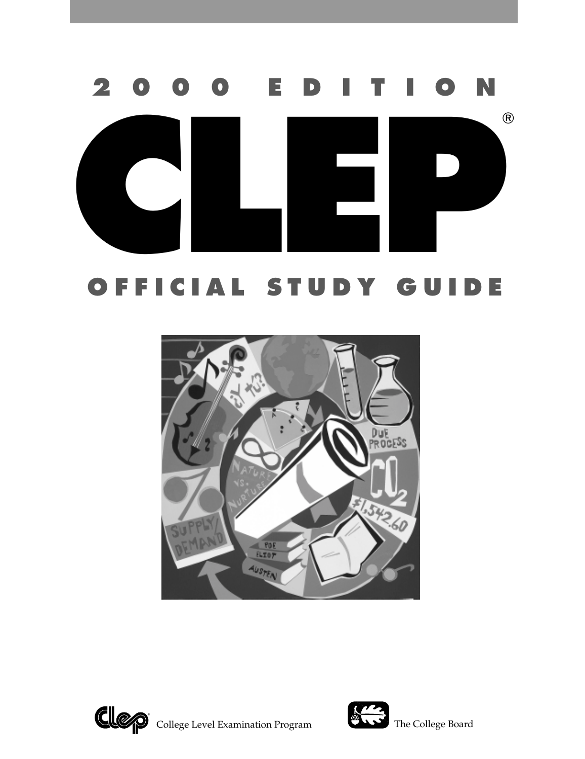# 2000 EDITION

# CLEP®

## OFFICIAL STUDY GUIDE

College Level Examination Program

The College Board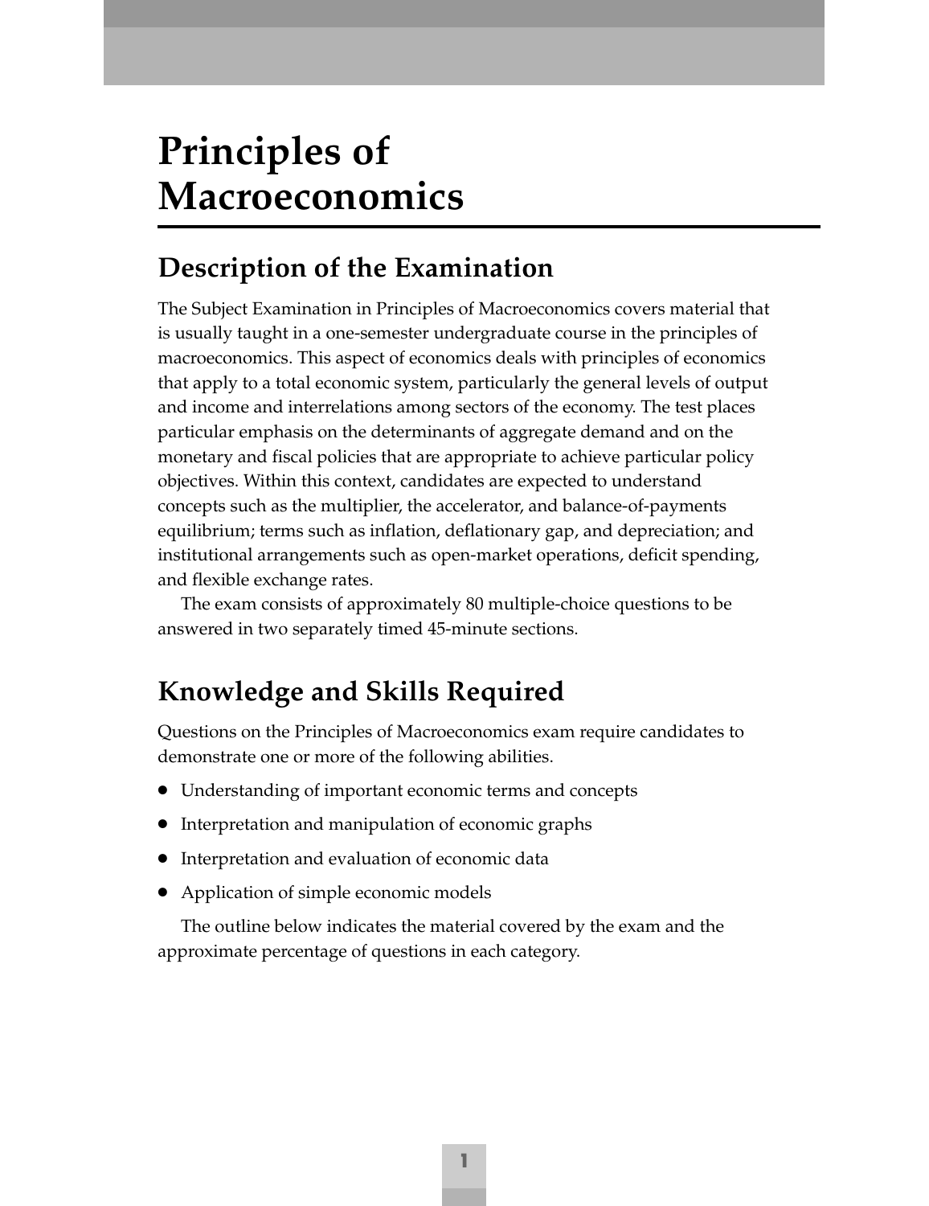# Principles of Macroeconomics

## Description of the Examination

The Subject Examination in Principles of Macroeconomics covers material that is usually taught in a one-semester undergraduate course in the principles of macroeconomics. This aspect of economics deals with principles of economics that apply to a total economic system, particularly the general levels of output and income and interrelations among sectors of the economy. The test places particular emphasis on the determinants of aggregate demand and on the monetary and fiscal policies that are appropriate to achieve particular policy objectives. Within this context, candidates are expected to understand concepts such as the multiplier, the accelerator, and balance-of-payments equilibrium; terms such as inflation, deflationary gap, and depreciation; and institutional arrangements such as open-market operations, deficit spending, and flexible exchange rates.

The exam consists of approximately 80 multiple-choice questions to be answered in two separately timed 45-minute sections.

## Knowledge and Skills Required

Questions on the Principles of Macroeconomics exam require candidates to demonstrate one or more of the following abilities.

- Understanding of important economic terms and concepts
- Interpretation and manipulation of economic graphs
- Interpretation and evaluation of economic data
- Application of simple economic models

The outline below indicates the material covered by the exam and the approximate percentage of questions in each category.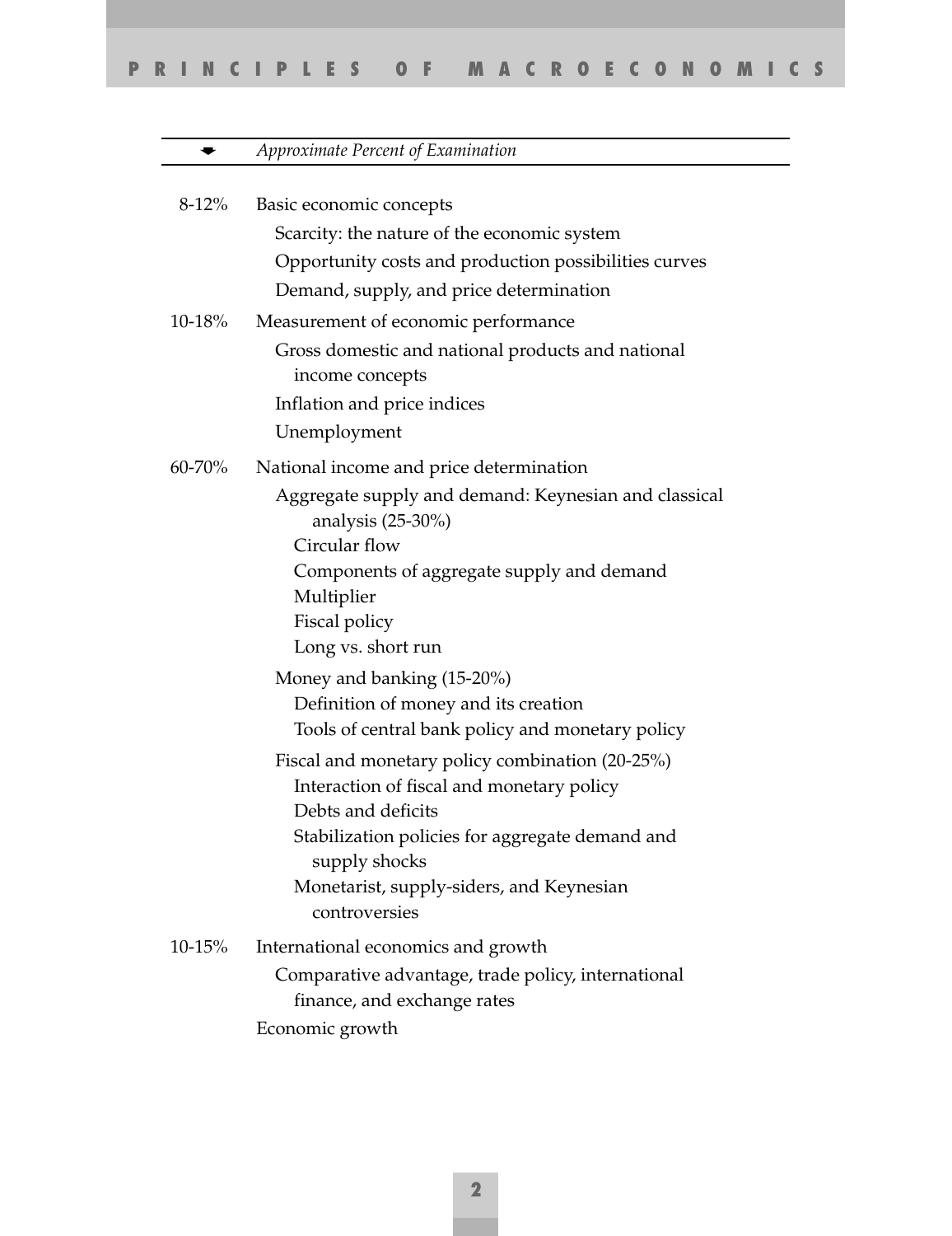| Approximate Percent of Examination | |
|---|---|
| 8-12% | Basic economic concepts |
| | Scarcity: the nature of the economic system |
| | Opportunity costs and production possibilities curves |
| | Demand, supply, and price determination |
| 10-18% | Measurement of economic performance |
| | Gross domestic and national products and national income concepts |
| | Inflation and price indices |
| | Unemployment |
| 60-70% | National income and price determination |
| | Aggregate supply and demand: Keynesian and classical analysis (25-30%) |
| | Circular flow |
| | Components of aggregate supply and demand |
| | Multiplier |
| | Fiscal policy |
| | Long vs. short run |
| | Money and banking (15-20%) |
| | Definition of money and its creation |
| | Tools of central bank policy and monetary policy |
| | Fiscal and monetary policy combination (20-25%) |
| | Interaction of fiscal and monetary policy |
| | Debts and deficits |
| | Stabilization policies for aggregate demand and supply shocks |
| | Monetarist, supply-siders, and Keynesian controversies |
| 10-15% | International economics and growth |
| | Comparative advantage, trade policy, international finance, and exchange rates |
| | Economic growth |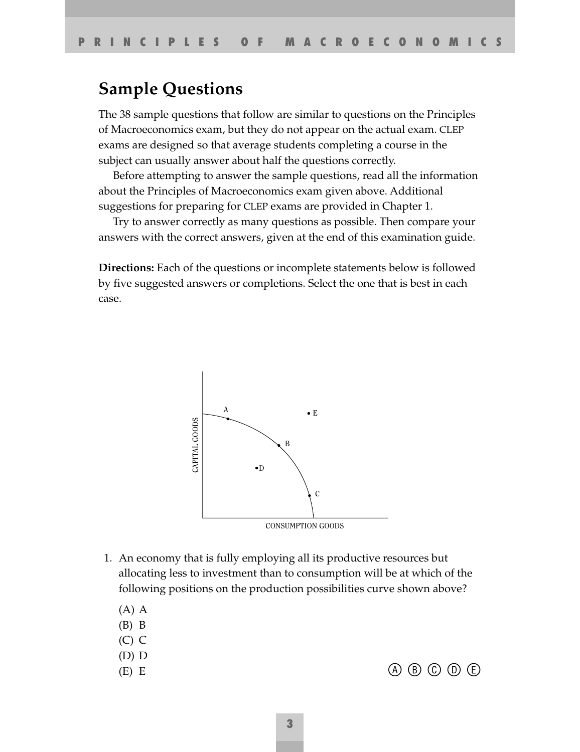## Sample Questions

The 38 sample questions that follow are similar to questions on the Principles of Macroeconomics exam, but they do not appear on the actual exam. CLEP exams are designed so that average students completing a course in the subject can usually answer about half the questions correctly.

Before attempting to answer the sample questions, read all the information about the Principles of Macroeconomics exam given above. Additional suggestions for preparing for CLEP exams are provided in Chapter 1.

Try to answer correctly as many questions as possible. Then compare your answers with the correct answers, given at the end of this examination guide.

**Directions:** Each of the questions or incomplete statements below is followed by five suggested answers or completions. Select the one that is best in each case.

1. An economy that is fully employing all its productive resources but allocating less to investment than to consumption will be at which of the following positions on the production possibilities curve shown above?

   (A) A
   (B) B
   (C) C
   (D) D
   (E) E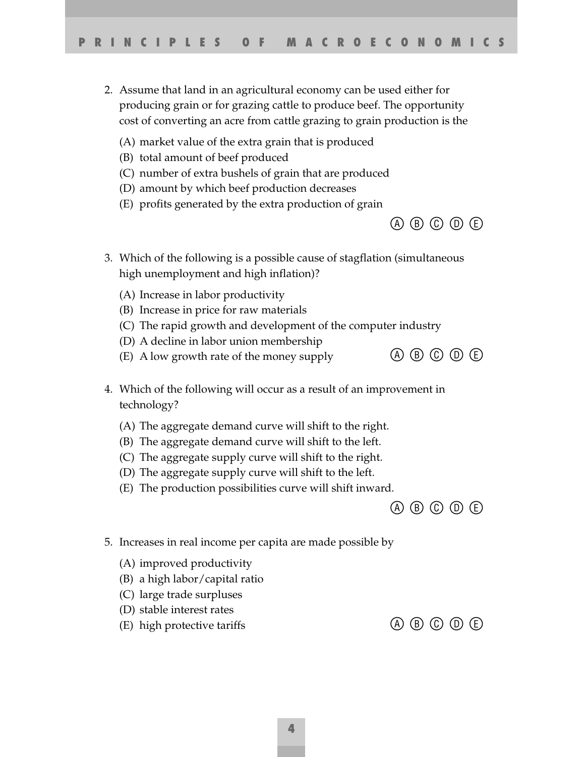2. Assume that land in an agricultural economy can be used either for producing grain or for grazing cattle to produce beef. The opportunity cost of converting an acre from cattle grazing to grain production is the

   (A) market value of the extra grain that is produced
   (B) total amount of beef produced
   (C) number of extra bushels of grain that are produced
   (D) amount by which beef production decreases
   (E) profits generated by the extra production of grain

   Ⓐ Ⓑ Ⓒ Ⓓ Ⓔ

3. Which of the following is a possible cause of stagflation (simultaneous high unemployment and high inflation)?

   (A) Increase in labor productivity
   (B) Increase in price for raw materials
   (C) The rapid growth and development of the computer industry
   (D) A decline in labor union membership
   (E) A low growth rate of the money supply

   Ⓐ Ⓑ Ⓒ Ⓓ Ⓔ

4. Which of the following will occur as a result of an improvement in technology?

   (A) The aggregate demand curve will shift to the right.
   (B) The aggregate demand curve will shift to the left.
   (C) The aggregate supply curve will shift to the right.
   (D) The aggregate supply curve will shift to the left.
   (E) The production possibilities curve will shift inward.

   Ⓐ Ⓑ Ⓒ Ⓓ Ⓔ

5. Increases in real income per capita are made possible by

   (A) improved productivity
   (B) a high labor/capital ratio
   (C) large trade surpluses
   (D) stable interest rates
   (E) high protective tariffs

   Ⓐ Ⓑ Ⓒ Ⓓ Ⓔ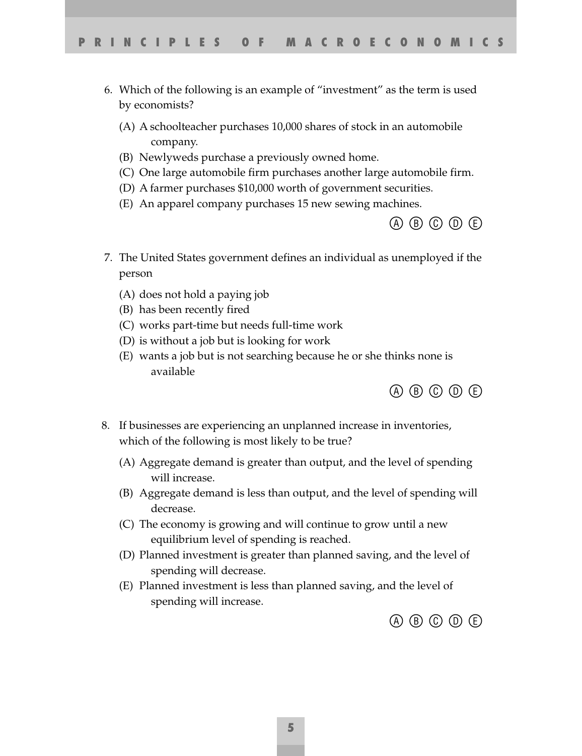6. Which of the following is an example of "investment" as the term is used by economists?

   (A) A schoolteacher purchases 10,000 shares of stock in an automobile company.
   (B) Newlyweds purchase a previously owned home.
   (C) One large automobile firm purchases another large automobile firm.
   (D) A farmer purchases $10,000 worth of government securities.
   (E) An apparel company purchases 15 new sewing machines.

   Ⓐ Ⓑ Ⓒ Ⓓ Ⓔ

7. The United States government defines an individual as unemployed if the person

   (A) does not hold a paying job
   (B) has been recently fired
   (C) works part-time but needs full-time work
   (D) is without a job but is looking for work
   (E) wants a job but is not searching because he or she thinks none is available

   Ⓐ Ⓑ Ⓒ Ⓓ Ⓔ

8. If businesses are experiencing an unplanned increase in inventories, which of the following is most likely to be true?

   (A) Aggregate demand is greater than output, and the level of spending will increase.
   (B) Aggregate demand is less than output, and the level of spending will decrease.
   (C) The economy is growing and will continue to grow until a new equilibrium level of spending is reached.
   (D) Planned investment is greater than planned saving, and the level of spending will decrease.
   (E) Planned investment is less than planned saving, and the level of spending will increase.

   Ⓐ Ⓑ Ⓒ Ⓓ Ⓔ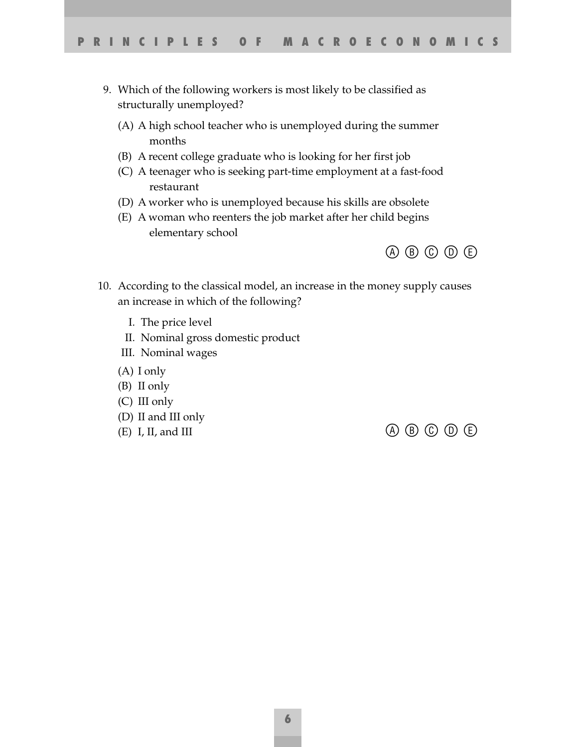9. Which of the following workers is most likely to be classified as structurally unemployed?

   (A) A high school teacher who is unemployed during the summer months
   (B) A recent college graduate who is looking for her first job
   (C) A teenager who is seeking part-time employment at a fast-food restaurant
   (D) A worker who is unemployed because his skills are obsolete
   (E) A woman who reenters the job market after her child begins elementary school

   Ⓐ Ⓑ Ⓒ Ⓓ Ⓔ

10. According to the classical model, an increase in the money supply causes an increase in which of the following?

    I. The price level
    II. Nominal gross domestic product
    III. Nominal wages

    (A) I only
    (B) II only
    (C) III only
    (D) II and III only
    (E) I, II, and III

    Ⓐ Ⓑ Ⓒ Ⓓ Ⓔ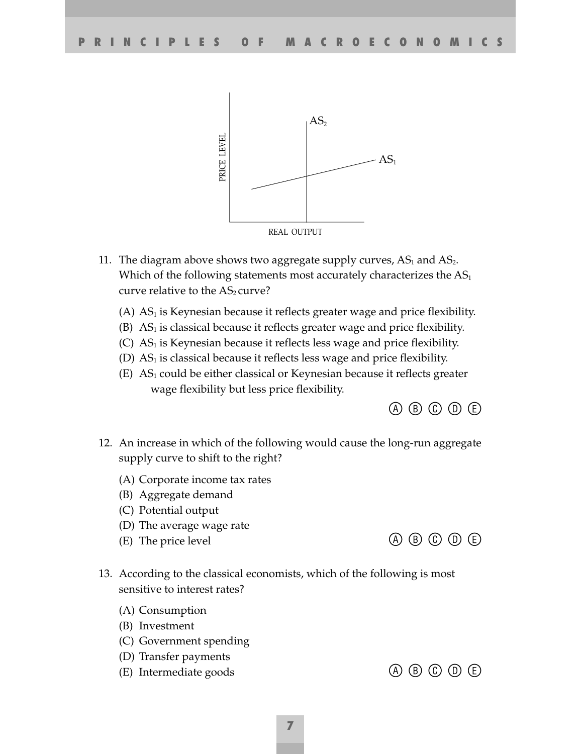11. The diagram above shows two aggregate supply curves, $AS_1$ and $AS_2$. Which of the following statements most accurately characterizes the $AS_1$ curve relative to the $AS_2$ curve?

    (A) $AS_1$ is Keynesian because it reflects greater wage and price flexibility.
    (B) $AS_1$ is classical because it reflects greater wage and price flexibility.
    (C) $AS_1$ is Keynesian because it reflects less wage and price flexibility.
    (D) $AS_1$ is classical because it reflects less wage and price flexibility.
    (E) $AS_1$ could be either classical or Keynesian because it reflects greater wage flexibility but less price flexibility.

    Ⓐ Ⓑ Ⓒ Ⓓ Ⓔ

12. An increase in which of the following would cause the long-run aggregate supply curve to shift to the right?

    (A) Corporate income tax rates
    (B) Aggregate demand
    (C) Potential output
    (D) The average wage rate
    (E) The price level

    Ⓐ Ⓑ Ⓒ Ⓓ Ⓔ

13. According to the classical economists, which of the following is most sensitive to interest rates?

    (A) Consumption
    (B) Investment
    (C) Government spending
    (D) Transfer payments
    (E) Intermediate goods

    Ⓐ Ⓑ Ⓒ Ⓓ Ⓔ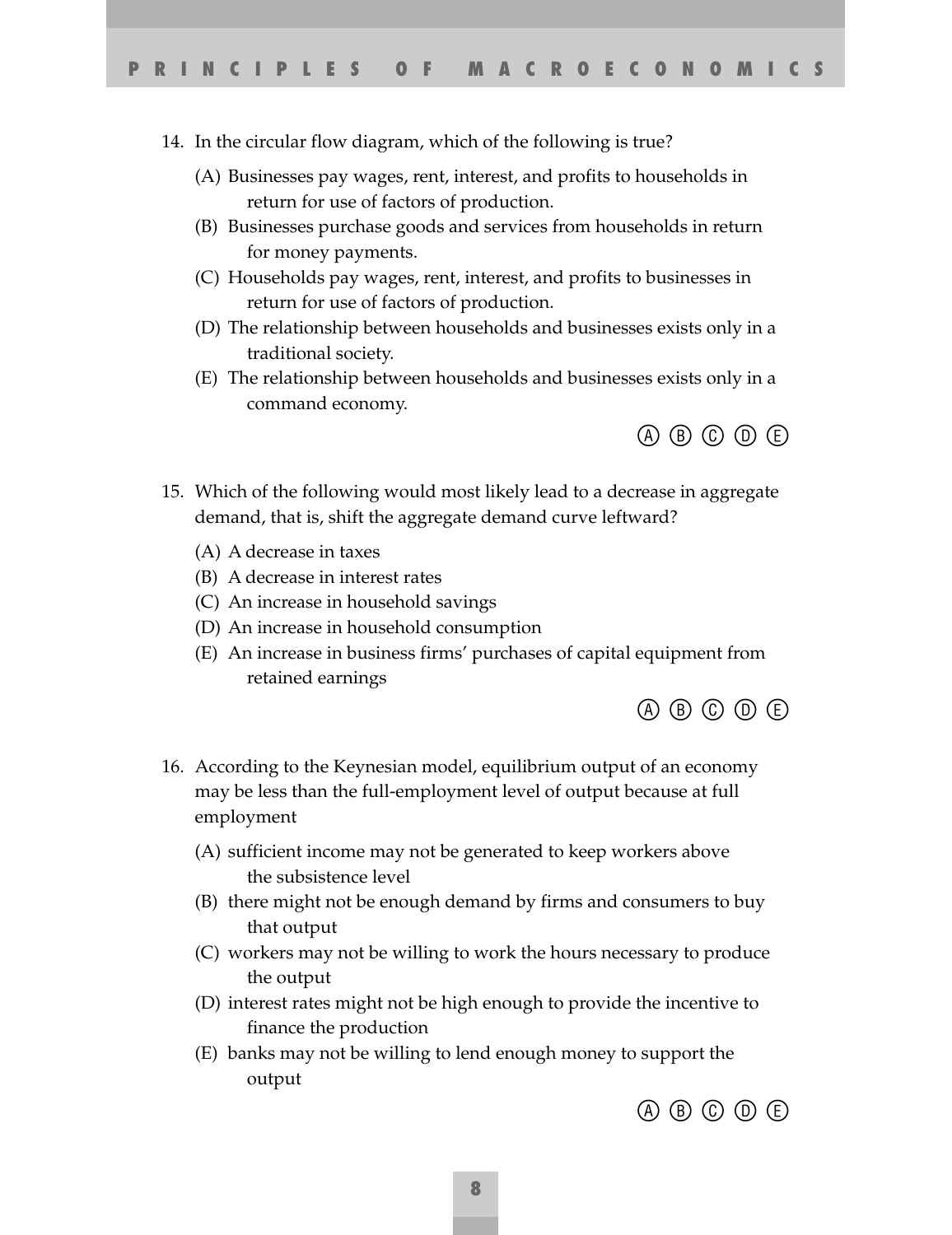14. In the circular flow diagram, which of the following is true?

    (A) Businesses pay wages, rent, interest, and profits to households in return for use of factors of production.
    (B) Businesses purchase goods and services from households in return for money payments.
    (C) Households pay wages, rent, interest, and profits to businesses in return for use of factors of production.
    (D) The relationship between households and businesses exists only in a traditional society.
    (E) The relationship between households and businesses exists only in a command economy.

    Ⓐ Ⓑ Ⓒ Ⓓ Ⓔ

15. Which of the following would most likely lead to a decrease in aggregate demand, that is, shift the aggregate demand curve leftward?

    (A) A decrease in taxes
    (B) A decrease in interest rates
    (C) An increase in household savings
    (D) An increase in household consumption
    (E) An increase in business firms' purchases of capital equipment from retained earnings

    Ⓐ Ⓑ Ⓒ Ⓓ Ⓔ

16. According to the Keynesian model, equilibrium output of an economy may be less than the full-employment level of output because at full employment

    (A) sufficient income may not be generated to keep workers above the subsistence level
    (B) there might not be enough demand by firms and consumers to buy that output
    (C) workers may not be willing to work the hours necessary to produce the output
    (D) interest rates might not be high enough to provide the incentive to finance the production
    (E) banks may not be willing to lend enough money to support the output

    Ⓐ Ⓑ Ⓒ Ⓓ Ⓔ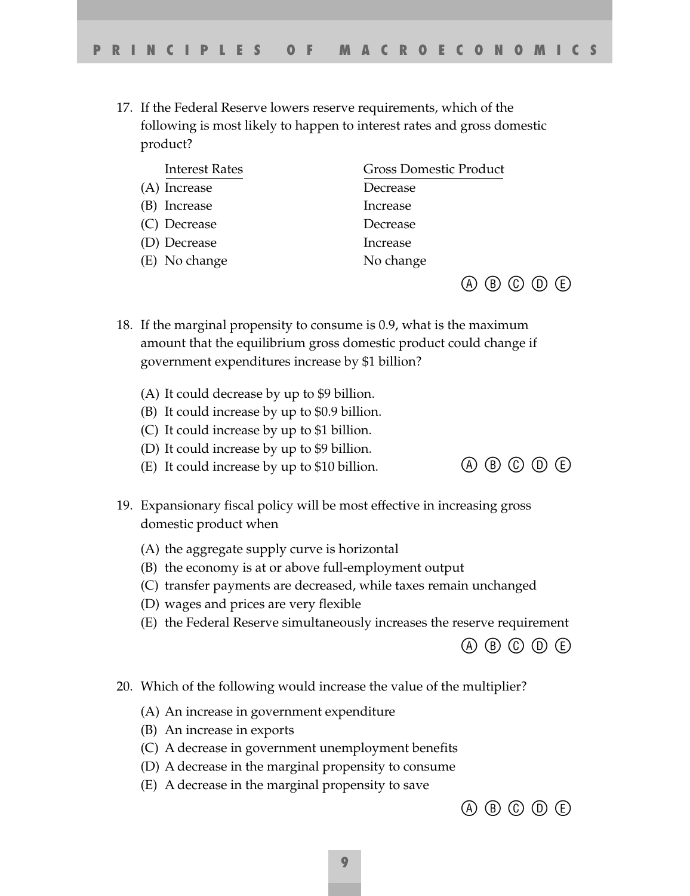17. If the Federal Reserve lowers reserve requirements, which of the following is most likely to happen to interest rates and gross domestic product?

| | Interest Rates | Gross Domestic Product |
|---|---|---|
| (A) | Increase | Decrease |
| (B) | Increase | Increase |
| (C) | Decrease | Decrease |
| (D) | Decrease | Increase |
| (E) | No change | No change |

Ⓐ Ⓑ Ⓒ Ⓓ Ⓔ

18. If the marginal propensity to consume is 0.9, what is the maximum amount that the equilibrium gross domestic product could change if government expenditures increase by $1 billion?

(A) It could decrease by up to $9 billion.
(B) It could increase by up to $0.9 billion.
(C) It could increase by up to $1 billion.
(D) It could increase by up to $9 billion.
(E) It could increase by up to $10 billion.

Ⓐ Ⓑ Ⓒ Ⓓ Ⓔ

19. Expansionary fiscal policy will be most effective in increasing gross domestic product when

(A) the aggregate supply curve is horizontal
(B) the economy is at or above full-employment output
(C) transfer payments are decreased, while taxes remain unchanged
(D) wages and prices are very flexible
(E) the Federal Reserve simultaneously increases the reserve requirement

Ⓐ Ⓑ Ⓒ Ⓓ Ⓔ

20. Which of the following would increase the value of the multiplier?

(A) An increase in government expenditure
(B) An increase in exports
(C) A decrease in government unemployment benefits
(D) A decrease in the marginal propensity to consume
(E) A decrease in the marginal propensity to save

Ⓐ Ⓑ Ⓒ Ⓓ Ⓔ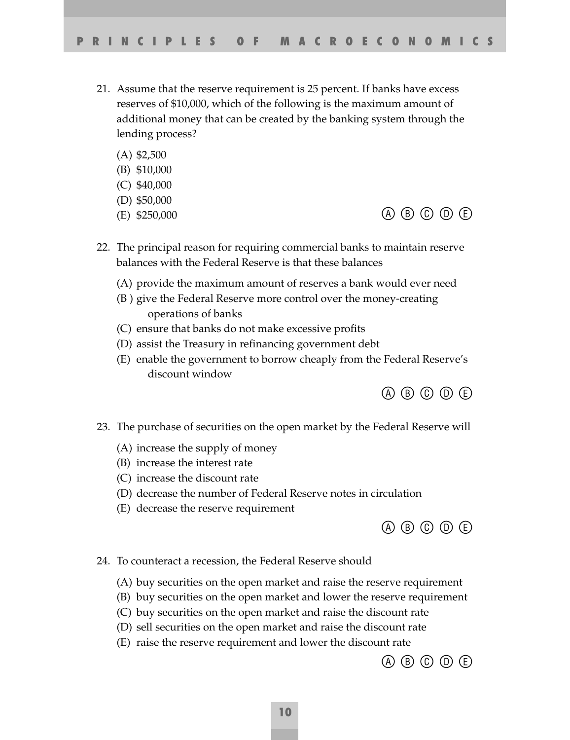21. Assume that the reserve requirement is 25 percent. If banks have excess reserves of $10,000, which of the following is the maximum amount of additional money that can be created by the banking system through the lending process?

    (A) $2,500
    (B) $10,000
    (C) $40,000
    (D) $50,000
    (E) $250,000

    Ⓐ Ⓑ Ⓒ Ⓓ Ⓔ

22. The principal reason for requiring commercial banks to maintain reserve balances with the Federal Reserve is that these balances

    (A) provide the maximum amount of reserves a bank would ever need
    (B ) give the Federal Reserve more control over the money-creating operations of banks
    (C) ensure that banks do not make excessive profits
    (D) assist the Treasury in refinancing government debt
    (E) enable the government to borrow cheaply from the Federal Reserve's discount window

    Ⓐ Ⓑ Ⓒ Ⓓ Ⓔ

23. The purchase of securities on the open market by the Federal Reserve will

    (A) increase the supply of money
    (B) increase the interest rate
    (C) increase the discount rate
    (D) decrease the number of Federal Reserve notes in circulation
    (E) decrease the reserve requirement

    Ⓐ Ⓑ Ⓒ Ⓓ Ⓔ

24. To counteract a recession, the Federal Reserve should

    (A) buy securities on the open market and raise the reserve requirement
    (B) buy securities on the open market and lower the reserve requirement
    (C) buy securities on the open market and raise the discount rate
    (D) sell securities on the open market and raise the discount rate
    (E) raise the reserve requirement and lower the discount rate

    Ⓐ Ⓑ Ⓒ Ⓓ Ⓔ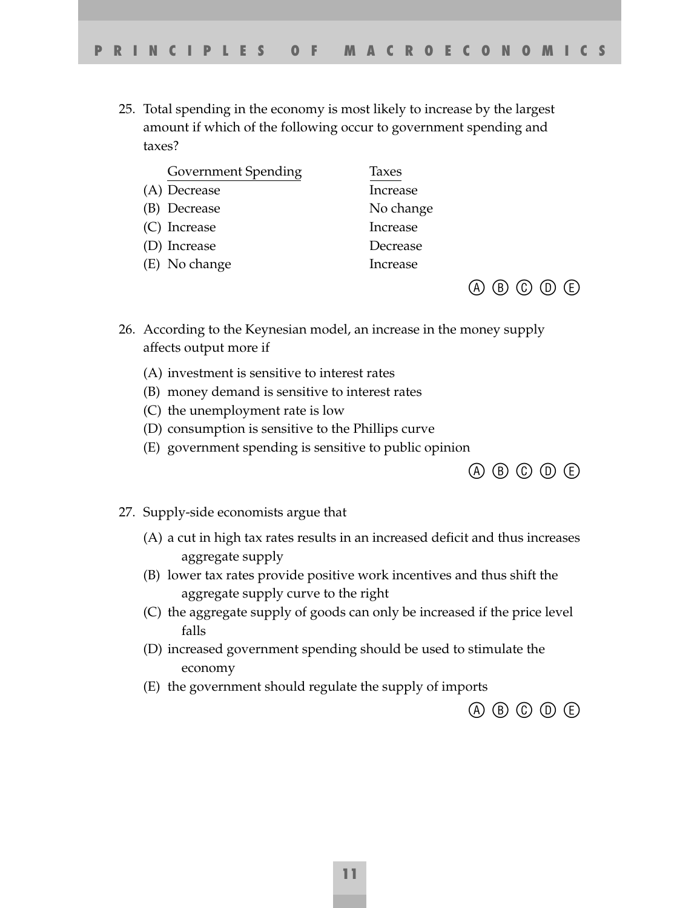25. Total spending in the economy is most likely to increase by the largest amount if which of the following occur to government spending and taxes?

| | Government Spending | Taxes |
|---|---|---|
| (A) | Decrease | Increase |
| (B) | Decrease | No change |
| (C) | Increase | Increase |
| (D) | Increase | Decrease |
| (E) | No change | Increase |

Ⓐ Ⓑ Ⓒ Ⓓ Ⓔ

26. According to the Keynesian model, an increase in the money supply affects output more if

    (A) investment is sensitive to interest rates
    (B) money demand is sensitive to interest rates
    (C) the unemployment rate is low
    (D) consumption is sensitive to the Phillips curve
    (E) government spending is sensitive to public opinion

Ⓐ Ⓑ Ⓒ Ⓓ Ⓔ

27. Supply-side economists argue that

    (A) a cut in high tax rates results in an increased deficit and thus increases aggregate supply
    (B) lower tax rates provide positive work incentives and thus shift the aggregate supply curve to the right
    (C) the aggregate supply of goods can only be increased if the price level falls
    (D) increased government spending should be used to stimulate the economy
    (E) the government should regulate the supply of imports

Ⓐ Ⓑ Ⓒ Ⓓ Ⓔ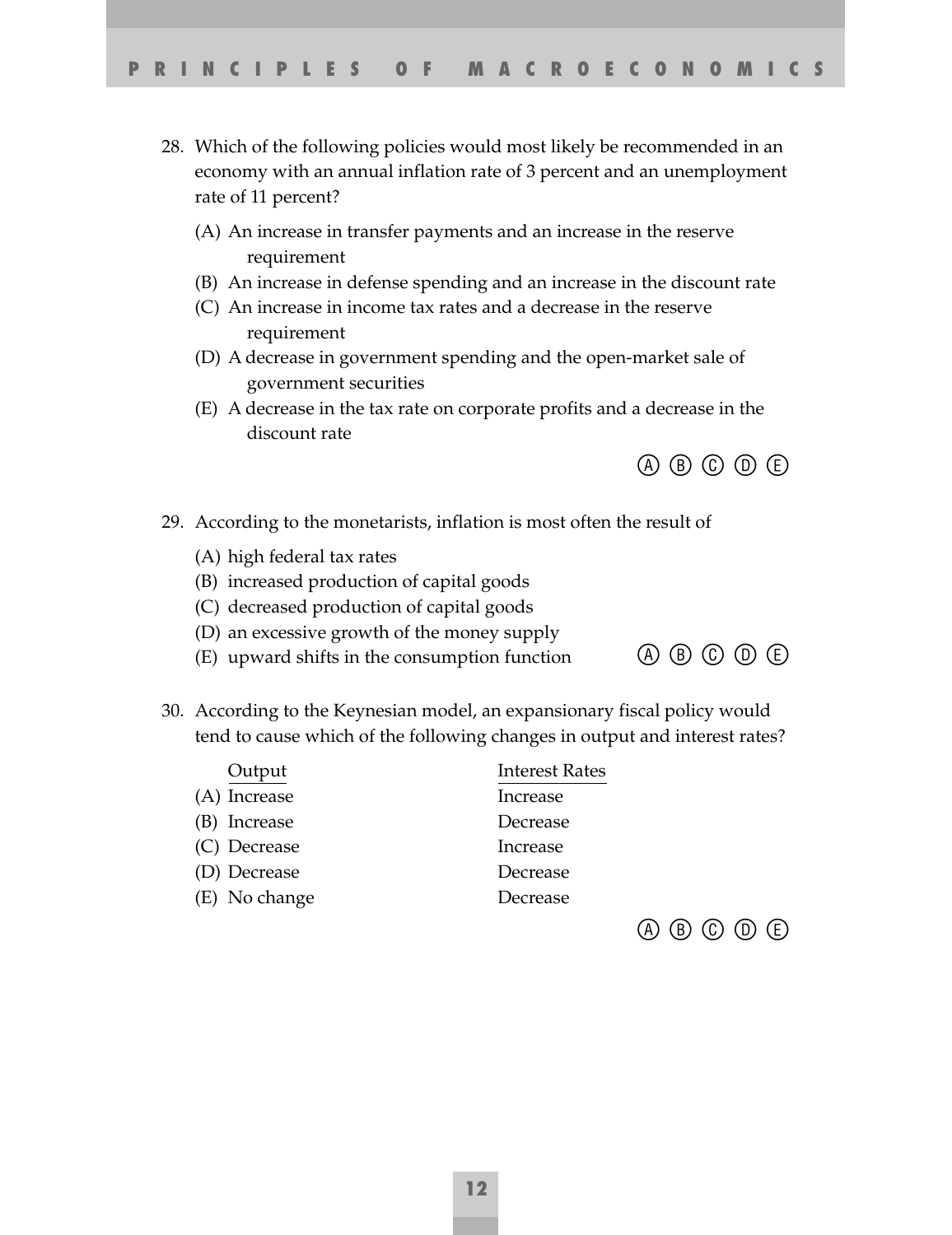28. Which of the following policies would most likely be recommended in an economy with an annual inflation rate of 3 percent and an unemployment rate of 11 percent?

    (A) An increase in transfer payments and an increase in the reserve requirement
    (B) An increase in defense spending and an increase in the discount rate
    (C) An increase in income tax rates and a decrease in the reserve requirement
    (D) A decrease in government spending and the open-market sale of government securities
    (E) A decrease in the tax rate on corporate profits and a decrease in the discount rate

    Ⓐ Ⓑ Ⓒ Ⓓ Ⓔ

29. According to the monetarists, inflation is most often the result of

    (A) high federal tax rates
    (B) increased production of capital goods
    (C) decreased production of capital goods
    (D) an excessive growth of the money supply
    (E) upward shifts in the consumption function

    Ⓐ Ⓑ Ⓒ Ⓓ Ⓔ

30. According to the Keynesian model, an expansionary fiscal policy would tend to cause which of the following changes in output and interest rates?

|  | Output | Interest Rates |
|---|---|---|
| (A) | Increase | Increase |
| (B) | Increase | Decrease |
| (C) | Decrease | Increase |
| (D) | Decrease | Decrease |
| (E) | No change | Decrease |

    Ⓐ Ⓑ Ⓒ Ⓓ Ⓔ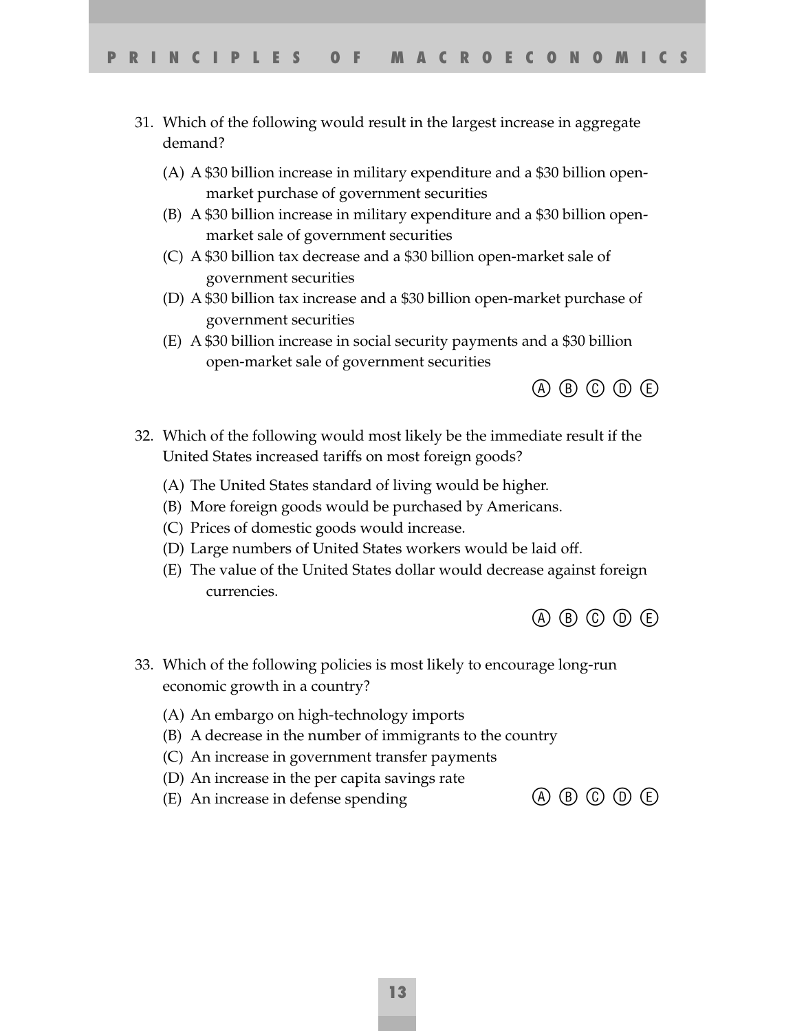31. Which of the following would result in the largest increase in aggregate demand?

    (A) A $30 billion increase in military expenditure and a $30 billion open-market purchase of government securities
    (B) A $30 billion increase in military expenditure and a $30 billion open-market sale of government securities
    (C) A $30 billion tax decrease and a $30 billion open-market sale of government securities
    (D) A $30 billion tax increase and a $30 billion open-market purchase of government securities
    (E) A $30 billion increase in social security payments and a $30 billion open-market sale of government securities

    Ⓐ Ⓑ Ⓒ Ⓓ Ⓔ

32. Which of the following would most likely be the immediate result if the United States increased tariffs on most foreign goods?

    (A) The United States standard of living would be higher.
    (B) More foreign goods would be purchased by Americans.
    (C) Prices of domestic goods would increase.
    (D) Large numbers of United States workers would be laid off.
    (E) The value of the United States dollar would decrease against foreign currencies.

    Ⓐ Ⓑ Ⓒ Ⓓ Ⓔ

33. Which of the following policies is most likely to encourage long-run economic growth in a country?

    (A) An embargo on high-technology imports
    (B) A decrease in the number of immigrants to the country
    (C) An increase in government transfer payments
    (D) An increase in the per capita savings rate
    (E) An increase in defense spending

    Ⓐ Ⓑ Ⓒ Ⓓ Ⓔ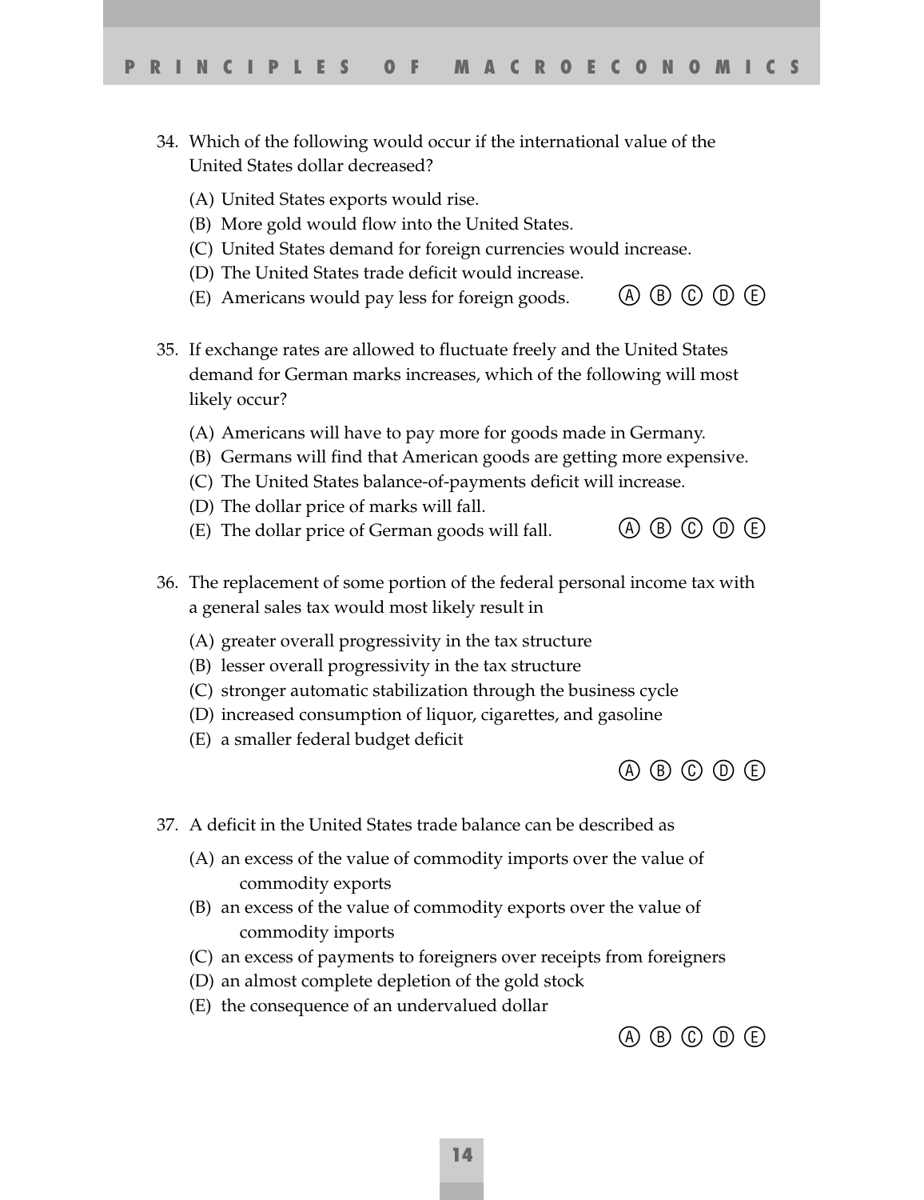34. Which of the following would occur if the international value of the United States dollar decreased?

    (A) United States exports would rise.
    (B) More gold would flow into the United States.
    (C) United States demand for foreign currencies would increase.
    (D) The United States trade deficit would increase.
    (E) Americans would pay less for foreign goods.

    Ⓐ Ⓑ Ⓒ Ⓓ Ⓔ

35. If exchange rates are allowed to fluctuate freely and the United States demand for German marks increases, which of the following will most likely occur?

    (A) Americans will have to pay more for goods made in Germany.
    (B) Germans will find that American goods are getting more expensive.
    (C) The United States balance-of-payments deficit will increase.
    (D) The dollar price of marks will fall.
    (E) The dollar price of German goods will fall.

    Ⓐ Ⓑ Ⓒ Ⓓ Ⓔ

36. The replacement of some portion of the federal personal income tax with a general sales tax would most likely result in

    (A) greater overall progressivity in the tax structure
    (B) lesser overall progressivity in the tax structure
    (C) stronger automatic stabilization through the business cycle
    (D) increased consumption of liquor, cigarettes, and gasoline
    (E) a smaller federal budget deficit

    Ⓐ Ⓑ Ⓒ Ⓓ Ⓔ

37. A deficit in the United States trade balance can be described as

    (A) an excess of the value of commodity imports over the value of commodity exports
    (B) an excess of the value of commodity exports over the value of commodity imports
    (C) an excess of payments to foreigners over receipts from foreigners
    (D) an almost complete depletion of the gold stock
    (E) the consequence of an undervalued dollar

    Ⓐ Ⓑ Ⓒ Ⓓ Ⓔ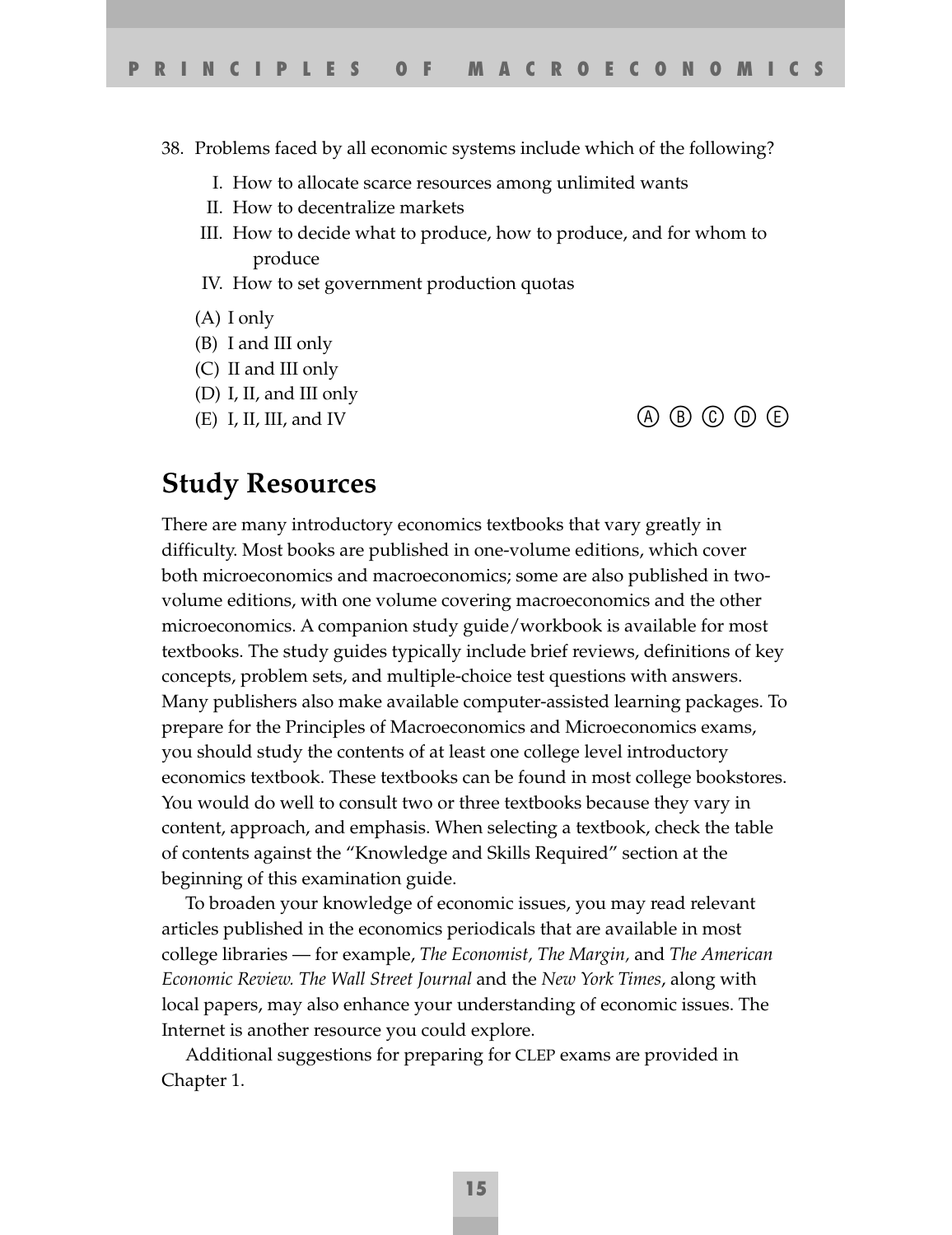38. Problems faced by all economic systems include which of the following?

    I. How to allocate scarce resources among unlimited wants
    II. How to decentralize markets
    III. How to decide what to produce, how to produce, and for whom to produce
    IV. How to set government production quotas

    (A) I only
    (B) I and III only
    (C) II and III only
    (D) I, II, and III only
    (E) I, II, III, and IV

    Ⓐ Ⓑ Ⓒ Ⓓ Ⓔ

## Study Resources

There are many introductory economics textbooks that vary greatly in difficulty. Most books are published in one-volume editions, which cover both microeconomics and macroeconomics; some are also published in two-volume editions, with one volume covering macroeconomics and the other microeconomics. A companion study guide/workbook is available for most textbooks. The study guides typically include brief reviews, definitions of key concepts, problem sets, and multiple-choice test questions with answers. Many publishers also make available computer-assisted learning packages. To prepare for the Principles of Macroeconomics and Microeconomics exams, you should study the contents of at least one college level introductory economics textbook. These textbooks can be found in most college bookstores. You would do well to consult two or three textbooks because they vary in content, approach, and emphasis. When selecting a textbook, check the table of contents against the "Knowledge and Skills Required" section at the beginning of this examination guide.

To broaden your knowledge of economic issues, you may read relevant articles published in the economics periodicals that are available in most college libraries — for example, *The Economist, The Margin,* and *The American Economic Review. The Wall Street Journal* and the *New York Times*, along with local papers, may also enhance your understanding of economic issues. The Internet is another resource you could explore.

Additional suggestions for preparing for CLEP exams are provided in Chapter 1.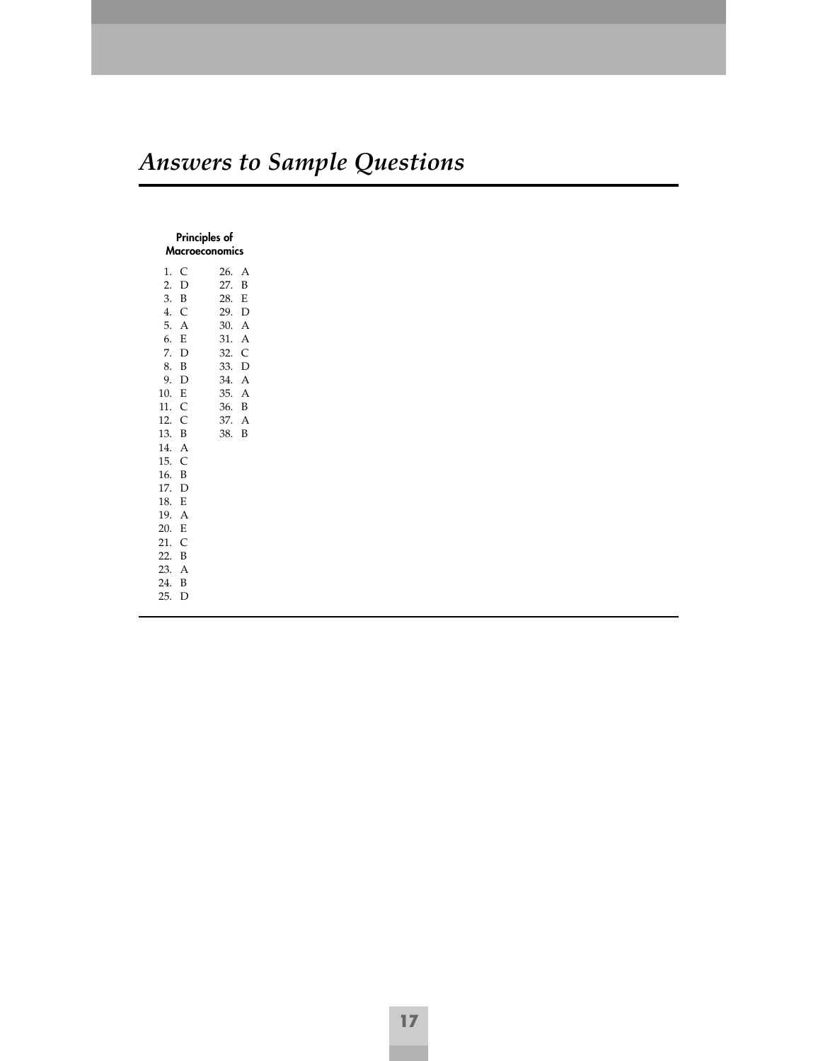# *Answers to Sample Questions*

| Principles of Macroeconomics | |
|---|---|
| 1. C | 26. A |
| 2. D | 27. B |
| 3. B | 28. E |
| 4. C | 29. D |
| 5. A | 30. A |
| 6. E | 31. A |
| 7. D | 32. C |
| 8. B | 33. D |
| 9. D | 34. A |
| 10. E | 35. A |
| 11. C | 36. B |
| 12. C | 37. A |
| 13. B | 38. B |
| 14. A | |
| 15. C | |
| 16. B | |
| 17. D | |
| 18. E | |
| 19. A | |
| 20. E | |
| 21. C | |
| 22. B | |
| 23. A | |
| 24. B | |
| 25. D | |